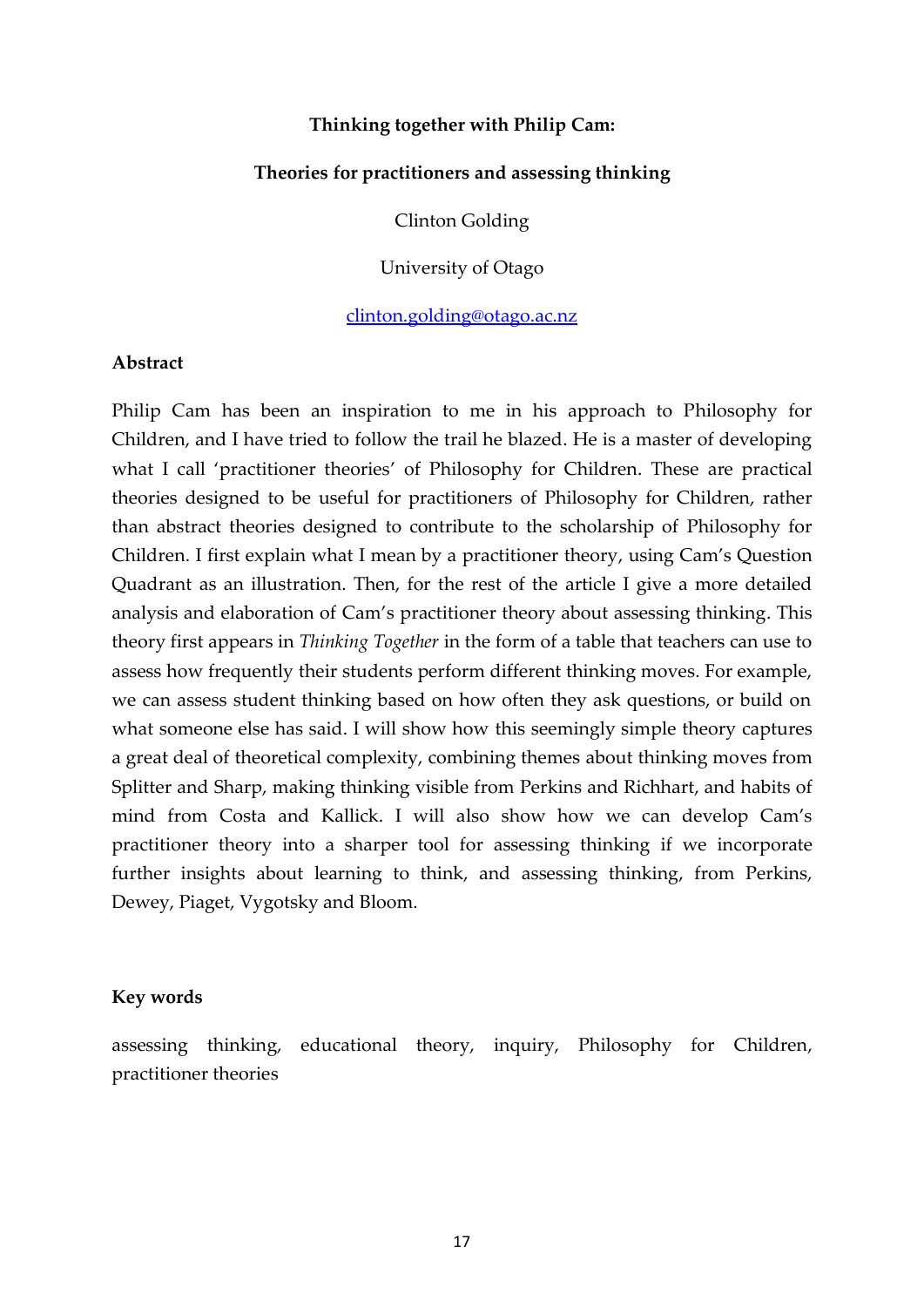# Thinking together with Philip Cam:

## Theories for practitioners and assessing thinking

Clinton Golding

University of Otago

clinton.golding@otago.ac.nz

**Abstract**

Philip Cam has been an inspiration to me in his approach to Philosophy for Children, and I have tried to follow the trail he blazed. He is a master of developing what I call 'practitioner theories' of Philosophy for Children. These are practical theories designed to be useful for practitioners of Philosophy for Children, rather than abstract theories designed to contribute to the scholarship of Philosophy for Children. I first explain what I mean by a practitioner theory, using Cam's Question Quadrant as an illustration. Then, for the rest of the article I give a more detailed analysis and elaboration of Cam's practitioner theory about assessing thinking. This theory first appears in *Thinking Together* in the form of a table that teachers can use to assess how frequently their students perform different thinking moves. For example, we can assess student thinking based on how often they ask questions, or build on what someone else has said. I will show how this seemingly simple theory captures a great deal of theoretical complexity, combining themes about thinking moves from Splitter and Sharp, making thinking visible from Perkins and Richhart, and habits of mind from Costa and Kallick. I will also show how we can develop Cam's practitioner theory into a sharper tool for assessing thinking if we incorporate further insights about learning to think, and assessing thinking, from Perkins, Dewey, Piaget, Vygotsky and Bloom.

**Key words**

assessing thinking, educational theory, inquiry, Philosophy for Children, practitioner theories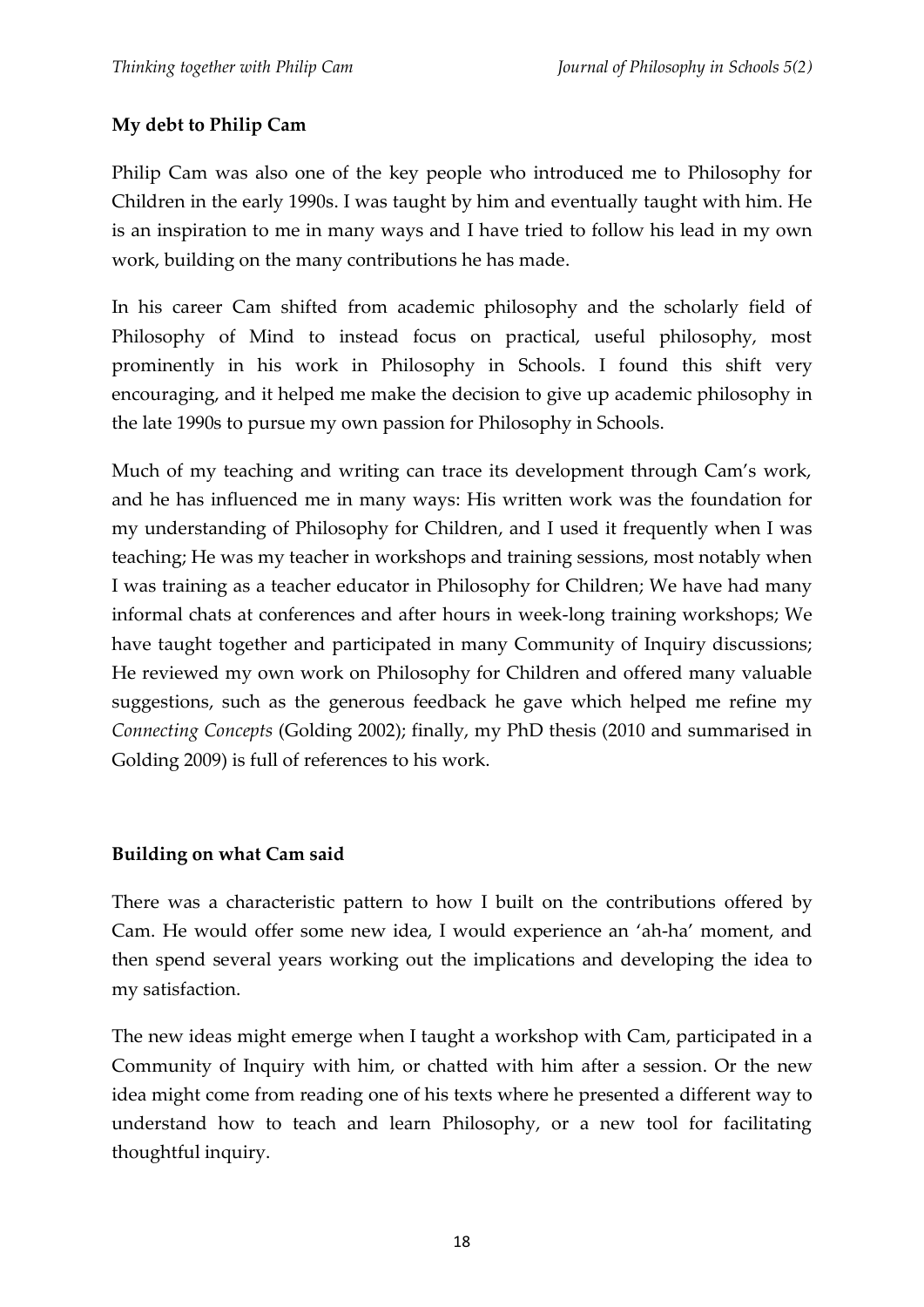**My debt to Philip Cam**

Philip Cam was also one of the key people who introduced me to Philosophy for Children in the early 1990s. I was taught by him and eventually taught with him. He is an inspiration to me in many ways and I have tried to follow his lead in my own work, building on the many contributions he has made.

In his career Cam shifted from academic philosophy and the scholarly field of Philosophy of Mind to instead focus on practical, useful philosophy, most prominently in his work in Philosophy in Schools. I found this shift very encouraging, and it helped me make the decision to give up academic philosophy in the late 1990s to pursue my own passion for Philosophy in Schools.

Much of my teaching and writing can trace its development through Cam's work, and he has influenced me in many ways: His written work was the foundation for my understanding of Philosophy for Children, and I used it frequently when I was teaching; He was my teacher in workshops and training sessions, most notably when I was training as a teacher educator in Philosophy for Children; We have had many informal chats at conferences and after hours in week-long training workshops; We have taught together and participated in many Community of Inquiry discussions; He reviewed my own work on Philosophy for Children and offered many valuable suggestions, such as the generous feedback he gave which helped me refine my *Connecting Concepts* (Golding 2002); finally, my PhD thesis (2010 and summarised in Golding 2009) is full of references to his work.

**Building on what Cam said**

There was a characteristic pattern to how I built on the contributions offered by Cam. He would offer some new idea, I would experience an 'ah-ha' moment, and then spend several years working out the implications and developing the idea to my satisfaction.

The new ideas might emerge when I taught a workshop with Cam, participated in a Community of Inquiry with him, or chatted with him after a session. Or the new idea might come from reading one of his texts where he presented a different way to understand how to teach and learn Philosophy, or a new tool for facilitating thoughtful inquiry.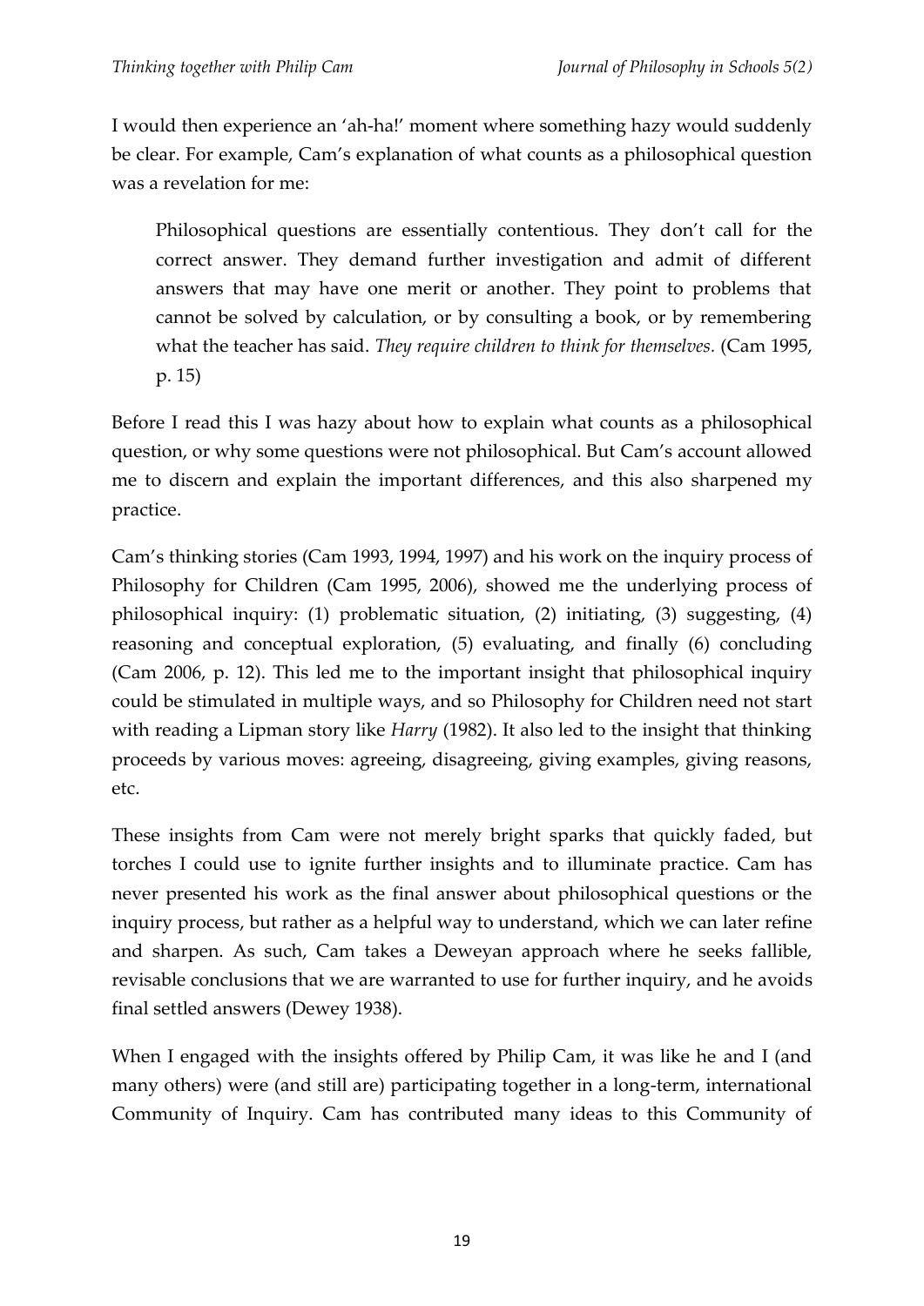I would then experience an 'ah-ha!' moment where something hazy would suddenly be clear. For example, Cam's explanation of what counts as a philosophical question was a revelation for me:

> Philosophical questions are essentially contentious. They don't call for the correct answer. They demand further investigation and admit of different answers that may have one merit or another. They point to problems that cannot be solved by calculation, or by consulting a book, or by remembering what the teacher has said. *They require children to think for themselves.* (Cam 1995, p. 15)

Before I read this I was hazy about how to explain what counts as a philosophical question, or why some questions were not philosophical. But Cam's account allowed me to discern and explain the important differences, and this also sharpened my practice.

Cam's thinking stories (Cam 1993, 1994, 1997) and his work on the inquiry process of Philosophy for Children (Cam 1995, 2006), showed me the underlying process of philosophical inquiry: (1) problematic situation, (2) initiating, (3) suggesting, (4) reasoning and conceptual exploration, (5) evaluating, and finally (6) concluding (Cam 2006, p. 12). This led me to the important insight that philosophical inquiry could be stimulated in multiple ways, and so Philosophy for Children need not start with reading a Lipman story like *Harry* (1982). It also led to the insight that thinking proceeds by various moves: agreeing, disagreeing, giving examples, giving reasons, etc.

These insights from Cam were not merely bright sparks that quickly faded, but torches I could use to ignite further insights and to illuminate practice. Cam has never presented his work as the final answer about philosophical questions or the inquiry process, but rather as a helpful way to understand, which we can later refine and sharpen. As such, Cam takes a Deweyan approach where he seeks fallible, revisable conclusions that we are warranted to use for further inquiry, and he avoids final settled answers (Dewey 1938).

When I engaged with the insights offered by Philip Cam, it was like he and I (and many others) were (and still are) participating together in a long-term, international Community of Inquiry. Cam has contributed many ideas to this Community of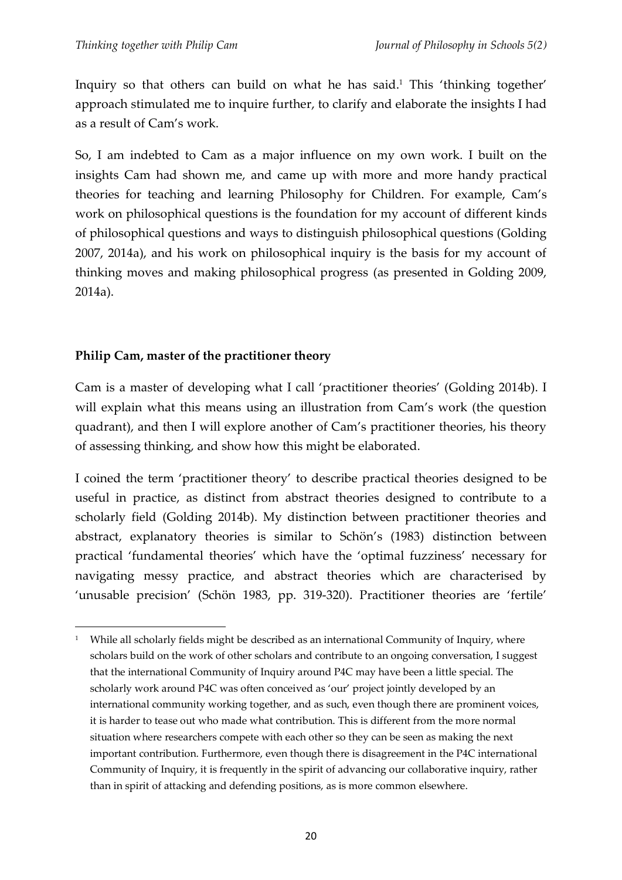Inquiry so that others can build on what he has said.[1] This 'thinking together' approach stimulated me to inquire further, to clarify and elaborate the insights I had as a result of Cam's work.

So, I am indebted to Cam as a major influence on my own work. I built on the insights Cam had shown me, and came up with more and more handy practical theories for teaching and learning Philosophy for Children. For example, Cam's work on philosophical questions is the foundation for my account of different kinds of philosophical questions and ways to distinguish philosophical questions (Golding 2007, 2014a), and his work on philosophical inquiry is the basis for my account of thinking moves and making philosophical progress (as presented in Golding 2009, 2014a).

## Philip Cam, master of the practitioner theory

Cam is a master of developing what I call 'practitioner theories' (Golding 2014b). I will explain what this means using an illustration from Cam's work (the question quadrant), and then I will explore another of Cam's practitioner theories, his theory of assessing thinking, and show how this might be elaborated.

I coined the term 'practitioner theory' to describe practical theories designed to be useful in practice, as distinct from abstract theories designed to contribute to a scholarly field (Golding 2014b). My distinction between practitioner theories and abstract, explanatory theories is similar to Schön's (1983) distinction between practical 'fundamental theories' which have the 'optimal fuzziness' necessary for navigating messy practice, and abstract theories which are characterised by 'unusable precision' (Schön 1983, pp. 319-320). Practitioner theories are 'fertile'

[1] While all scholarly fields might be described as an international Community of Inquiry, where scholars build on the work of other scholars and contribute to an ongoing conversation, I suggest that the international Community of Inquiry around P4C may have been a little special. The scholarly work around P4C was often conceived as 'our' project jointly developed by an international community working together, and as such, even though there are prominent voices, it is harder to tease out who made what contribution. This is different from the more normal situation where researchers compete with each other so they can be seen as making the next important contribution. Furthermore, even though there is disagreement in the P4C international Community of Inquiry, it is frequently in the spirit of advancing our collaborative inquiry, rather than in spirit of attacking and defending positions, as is more common elsewhere.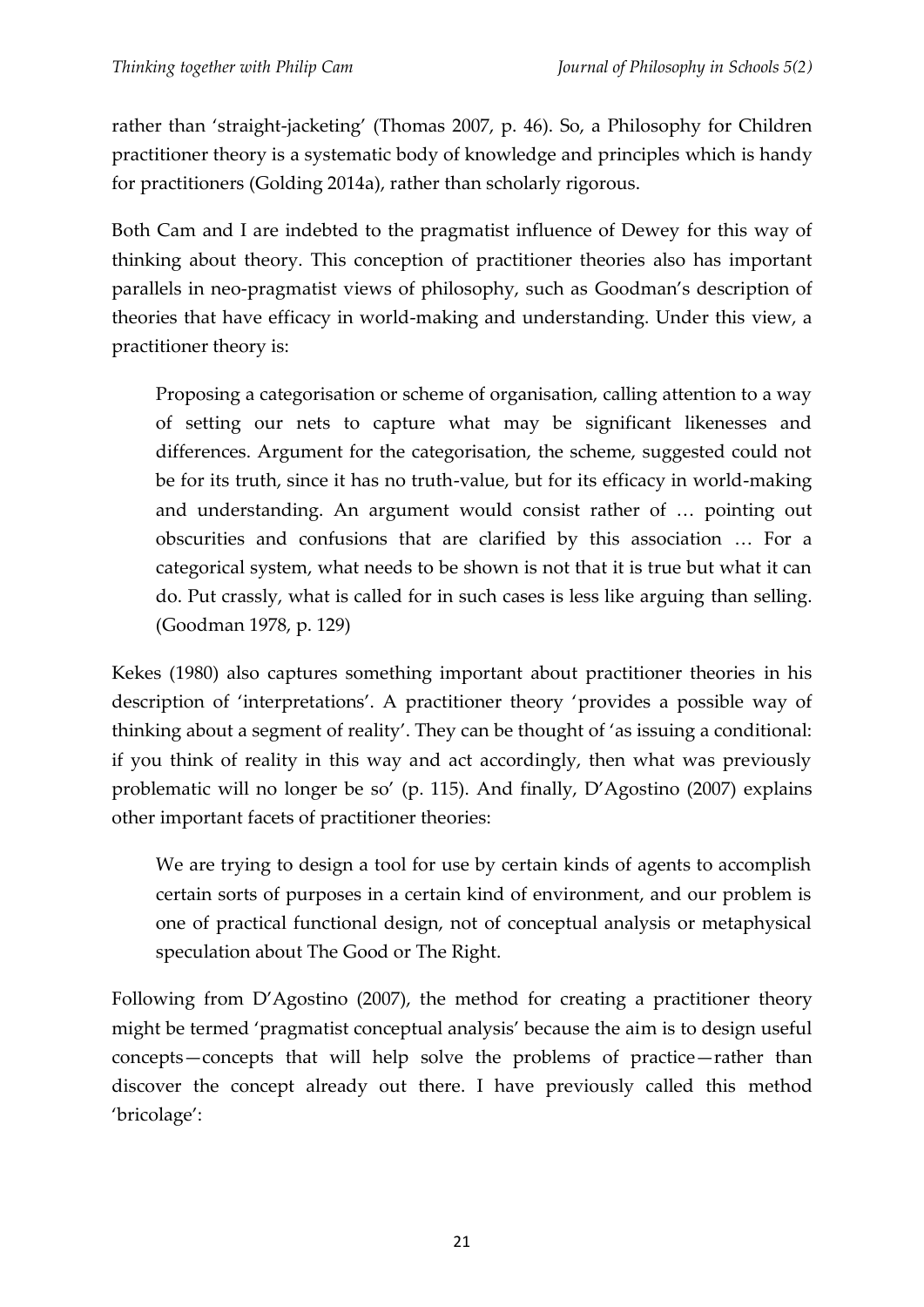rather than 'straight-jacketing' (Thomas 2007, p. 46). So, a Philosophy for Children practitioner theory is a systematic body of knowledge and principles which is handy for practitioners (Golding 2014a), rather than scholarly rigorous.

Both Cam and I are indebted to the pragmatist influence of Dewey for this way of thinking about theory. This conception of practitioner theories also has important parallels in neo-pragmatist views of philosophy, such as Goodman's description of theories that have efficacy in world-making and understanding. Under this view, a practitioner theory is:

> Proposing a categorisation or scheme of organisation, calling attention to a way of setting our nets to capture what may be significant likenesses and differences. Argument for the categorisation, the scheme, suggested could not be for its truth, since it has no truth-value, but for its efficacy in world-making and understanding. An argument would consist rather of … pointing out obscurities and confusions that are clarified by this association … For a categorical system, what needs to be shown is not that it is true but what it can do. Put crassly, what is called for in such cases is less like arguing than selling. (Goodman 1978, p. 129)

Kekes (1980) also captures something important about practitioner theories in his description of 'interpretations'. A practitioner theory 'provides a possible way of thinking about a segment of reality'. They can be thought of 'as issuing a conditional: if you think of reality in this way and act accordingly, then what was previously problematic will no longer be so' (p. 115). And finally, D'Agostino (2007) explains other important facets of practitioner theories:

> We are trying to design a tool for use by certain kinds of agents to accomplish certain sorts of purposes in a certain kind of environment, and our problem is one of practical functional design, not of conceptual analysis or metaphysical speculation about The Good or The Right.

Following from D'Agostino (2007), the method for creating a practitioner theory might be termed 'pragmatist conceptual analysis' because the aim is to design useful concepts—concepts that will help solve the problems of practice—rather than discover the concept already out there. I have previously called this method 'bricolage':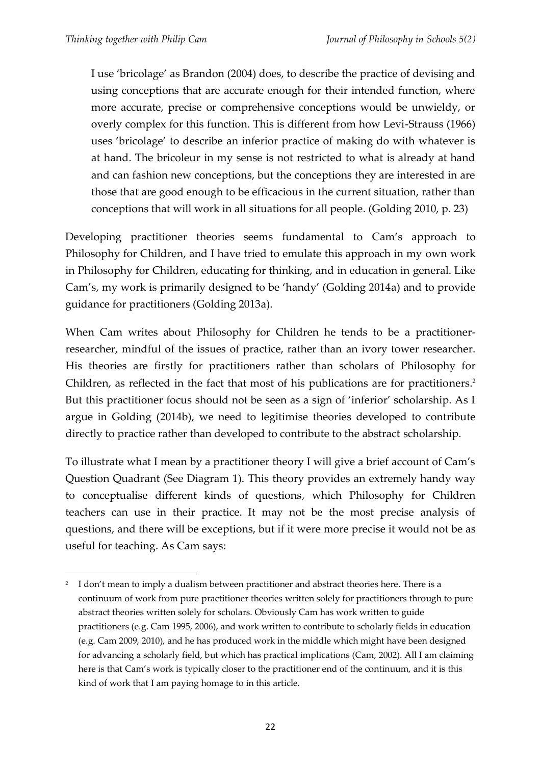> I use 'bricolage' as Brandon (2004) does, to describe the practice of devising and using conceptions that are accurate enough for their intended function, where more accurate, precise or comprehensive conceptions would be unwieldy, or overly complex for this function. This is different from how Levi-Strauss (1966) uses 'bricolage' to describe an inferior practice of making do with whatever is at hand. The bricoleur in my sense is not restricted to what is already at hand and can fashion new conceptions, but the conceptions they are interested in are those that are good enough to be efficacious in the current situation, rather than conceptions that will work in all situations for all people. (Golding 2010, p. 23)

Developing practitioner theories seems fundamental to Cam's approach to Philosophy for Children, and I have tried to emulate this approach in my own work in Philosophy for Children, educating for thinking, and in education in general. Like Cam's, my work is primarily designed to be 'handy' (Golding 2014a) and to provide guidance for practitioners (Golding 2013a).

When Cam writes about Philosophy for Children he tends to be a practitioner-researcher, mindful of the issues of practice, rather than an ivory tower researcher. His theories are firstly for practitioners rather than scholars of Philosophy for Children, as reflected in the fact that most of his publications are for practitioners.[2] But this practitioner focus should not be seen as a sign of 'inferior' scholarship. As I argue in Golding (2014b), we need to legitimise theories developed to contribute directly to practice rather than developed to contribute to the abstract scholarship.

To illustrate what I mean by a practitioner theory I will give a brief account of Cam's Question Quadrant (See Diagram 1). This theory provides an extremely handy way to conceptualise different kinds of questions, which Philosophy for Children teachers can use in their practice. It may not be the most precise analysis of questions, and there will be exceptions, but if it were more precise it would not be as useful for teaching. As Cam says:

---

[2] I don't mean to imply a dualism between practitioner and abstract theories here. There is a continuum of work from pure practitioner theories written solely for practitioners through to pure abstract theories written solely for scholars. Obviously Cam has work written to guide practitioners (e.g. Cam 1995, 2006), and work written to contribute to scholarly fields in education (e.g. Cam 2009, 2010), and he has produced work in the middle which might have been designed for advancing a scholarly field, but which has practical implications (Cam, 2002). All I am claiming here is that Cam's work is typically closer to the practitioner end of the continuum, and it is this kind of work that I am paying homage to in this article.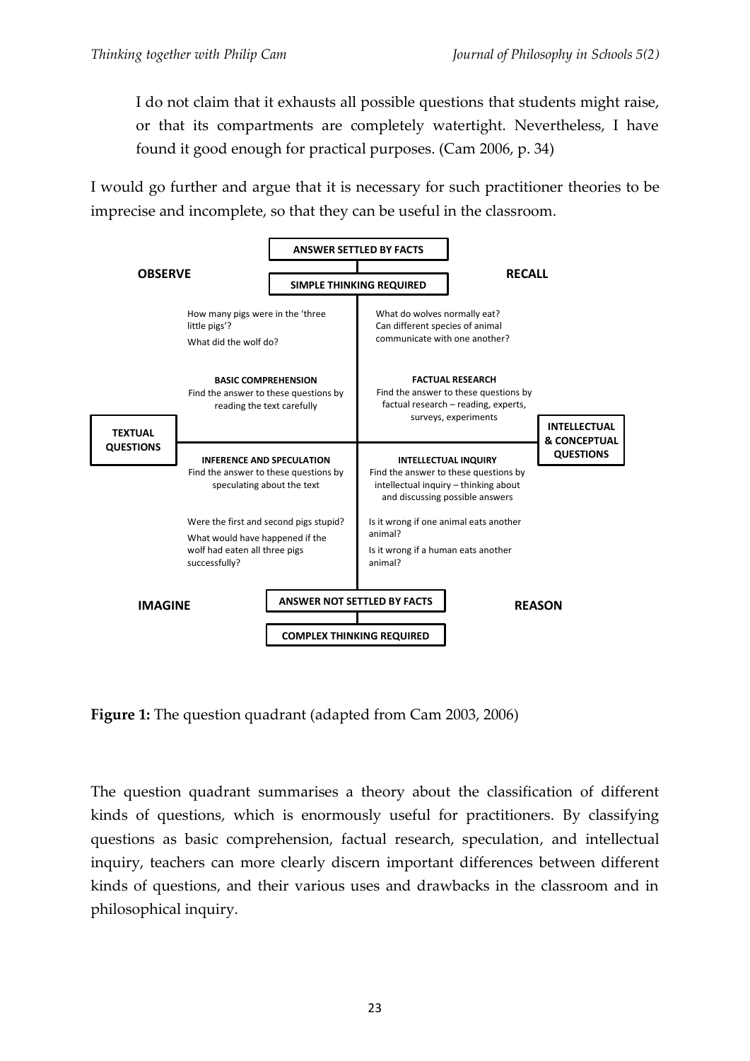I do not claim that it exhausts all possible questions that students might raise, or that its compartments are completely watertight. Nevertheless, I have found it good enough for practical purposes. (Cam 2006, p. 34)

I would go further and argue that it is necessary for such practitioner theories to be imprecise and incomplete, so that they can be useful in the classroom.

**ANSWER SETTLED BY FACTS**

**SIMPLE THINKING REQUIRED**

**OBSERVE** | **RECALL**

How many pigs were in the 'three little pigs'?
What did the wolf do?

**BASIC COMPREHENSION**
Find the answer to these questions by reading the text carefully

What do wolves normally eat?
Can different species of animal communicate with one another?

**FACTUAL RESEARCH**
Find the answer to these questions by factual research – reading, experts, surveys, experiments

**TEXTUAL QUESTIONS** | **INTELLECTUAL & CONCEPTUAL QUESTIONS**

**INFERENCE AND SPECULATION**
Find the answer to these questions by speculating about the text

Were the first and second pigs stupid?
What would have happened if the wolf had eaten all three pigs successfully?

**INTELLECTUAL INQUIRY**
Find the answer to these questions by intellectual inquiry – thinking about and discussing possible answers

Is it wrong if one animal eats another animal?
Is it wrong if a human eats another animal?

**IMAGINE** | **REASON**

**ANSWER NOT SETTLED BY FACTS**

**COMPLEX THINKING REQUIRED**

**Figure 1:** The question quadrant (adapted from Cam 2003, 2006)

The question quadrant summarises a theory about the classification of different kinds of questions, which is enormously useful for practitioners. By classifying questions as basic comprehension, factual research, speculation, and intellectual inquiry, teachers can more clearly discern important differences between different kinds of questions, and their various uses and drawbacks in the classroom and in philosophical inquiry.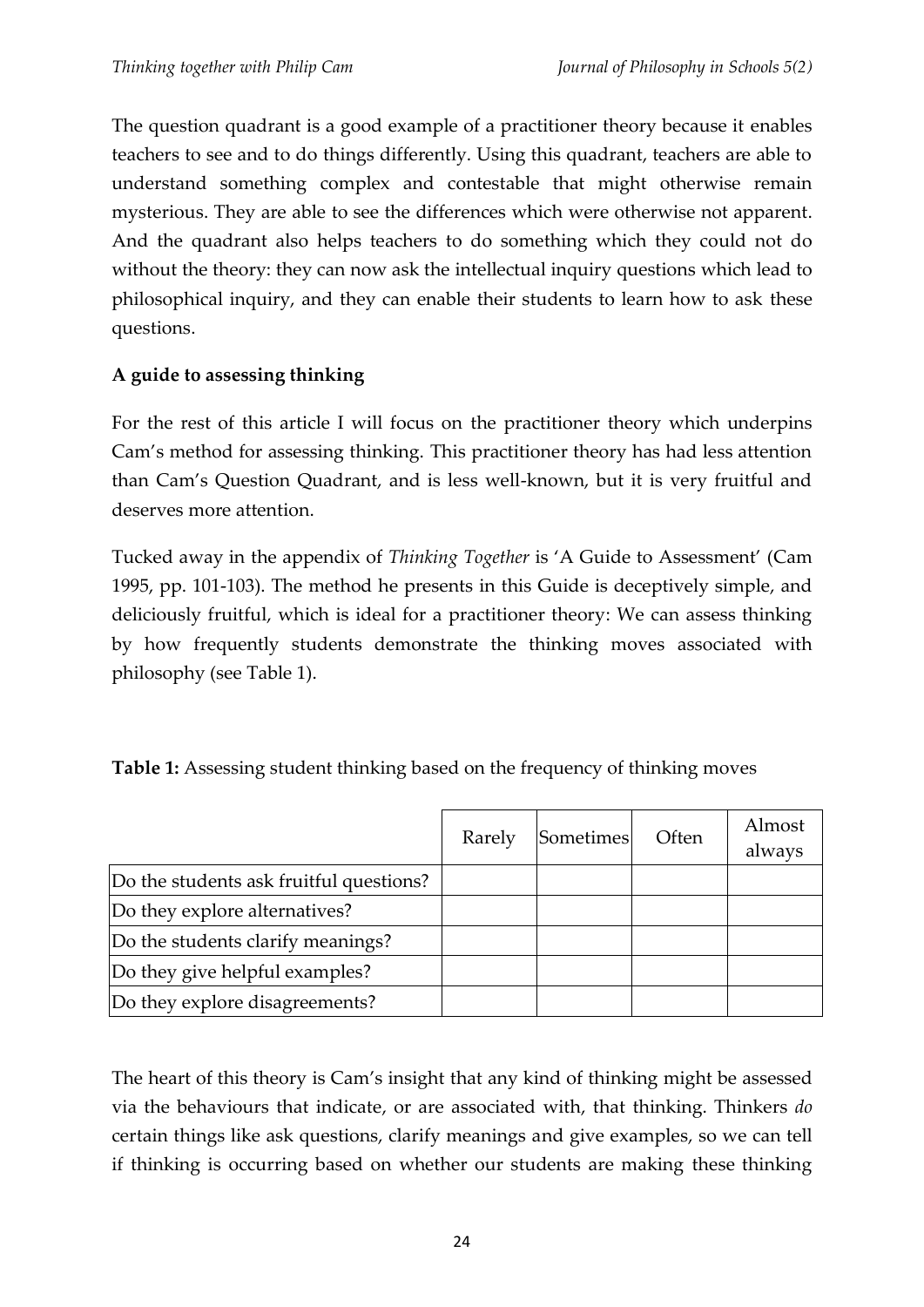The question quadrant is a good example of a practitioner theory because it enables teachers to see and to do things differently. Using this quadrant, teachers are able to understand something complex and contestable that might otherwise remain mysterious. They are able to see the differences which were otherwise not apparent. And the quadrant also helps teachers to do something which they could not do without the theory: they can now ask the intellectual inquiry questions which lead to philosophical inquiry, and they can enable their students to learn how to ask these questions.

**A guide to assessing thinking**

For the rest of this article I will focus on the practitioner theory which underpins Cam's method for assessing thinking. This practitioner theory has had less attention than Cam's Question Quadrant, and is less well-known, but it is very fruitful and deserves more attention.

Tucked away in the appendix of *Thinking Together* is 'A Guide to Assessment' (Cam 1995, pp. 101-103). The method he presents in this Guide is deceptively simple, and deliciously fruitful, which is ideal for a practitioner theory: We can assess thinking by how frequently students demonstrate the thinking moves associated with philosophy (see Table 1).

**Table 1:** Assessing student thinking based on the frequency of thinking moves

| | Rarely | Sometimes | Often | Almost always |
|---|---|---|---|---|
| Do the students ask fruitful questions? | | | | |
| Do they explore alternatives? | | | | |
| Do the students clarify meanings? | | | | |
| Do they give helpful examples? | | | | |
| Do they explore disagreements? | | | | |

The heart of this theory is Cam's insight that any kind of thinking might be assessed via the behaviours that indicate, or are associated with, that thinking. Thinkers *do* certain things like ask questions, clarify meanings and give examples, so we can tell if thinking is occurring based on whether our students are making these thinking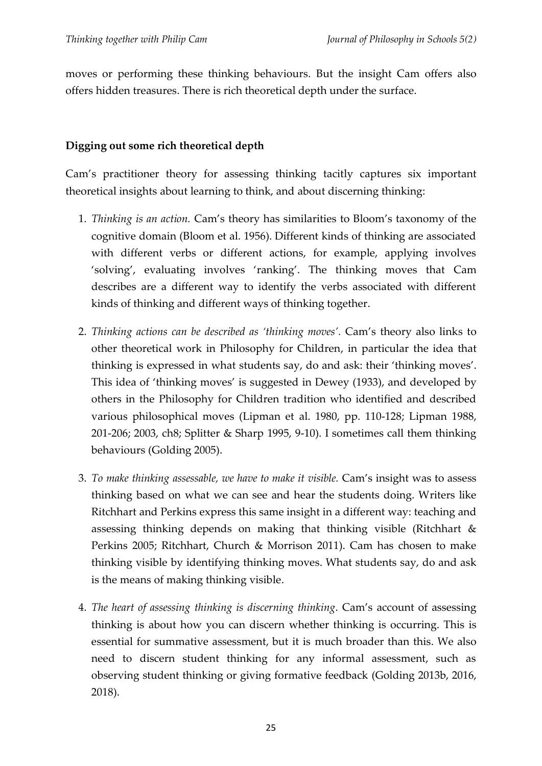moves or performing these thinking behaviours. But the insight Cam offers also offers hidden treasures. There is rich theoretical depth under the surface.

**Digging out some rich theoretical depth**

Cam's practitioner theory for assessing thinking tacitly captures six important theoretical insights about learning to think, and about discerning thinking:

1. *Thinking is an action.* Cam's theory has similarities to Bloom's taxonomy of the cognitive domain (Bloom et al. 1956). Different kinds of thinking are associated with different verbs or different actions, for example, applying involves 'solving', evaluating involves 'ranking'. The thinking moves that Cam describes are a different way to identify the verbs associated with different kinds of thinking and different ways of thinking together.

2. *Thinking actions can be described as 'thinking moves'.* Cam's theory also links to other theoretical work in Philosophy for Children, in particular the idea that thinking is expressed in what students say, do and ask: their 'thinking moves'. This idea of 'thinking moves' is suggested in Dewey (1933), and developed by others in the Philosophy for Children tradition who identified and described various philosophical moves (Lipman et al. 1980, pp. 110-128; Lipman 1988, 201-206; 2003, ch8; Splitter & Sharp 1995, 9-10). I sometimes call them thinking behaviours (Golding 2005).

3. *To make thinking assessable, we have to make it visible.* Cam's insight was to assess thinking based on what we can see and hear the students doing. Writers like Ritchhart and Perkins express this same insight in a different way: teaching and assessing thinking depends on making that thinking visible (Ritchhart & Perkins 2005; Ritchhart, Church & Morrison 2011). Cam has chosen to make thinking visible by identifying thinking moves. What students say, do and ask is the means of making thinking visible.

4. *The heart of assessing thinking is discerning thinking*. Cam's account of assessing thinking is about how you can discern whether thinking is occurring. This is essential for summative assessment, but it is much broader than this. We also need to discern student thinking for any informal assessment, such as observing student thinking or giving formative feedback (Golding 2013b, 2016, 2018).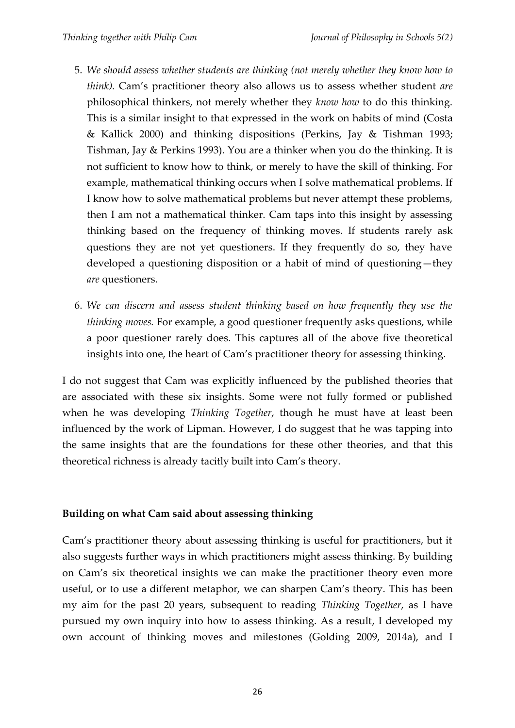5. *We should assess whether students are thinking (not merely whether they know how to think).* Cam's practitioner theory also allows us to assess whether student *are* philosophical thinkers, not merely whether they *know how* to do this thinking. This is a similar insight to that expressed in the work on habits of mind (Costa & Kallick 2000) and thinking dispositions (Perkins, Jay & Tishman 1993; Tishman, Jay & Perkins 1993). You are a thinker when you do the thinking. It is not sufficient to know how to think, or merely to have the skill of thinking. For example, mathematical thinking occurs when I solve mathematical problems. If I know how to solve mathematical problems but never attempt these problems, then I am not a mathematical thinker. Cam taps into this insight by assessing thinking based on the frequency of thinking moves. If students rarely ask questions they are not yet questioners. If they frequently do so, they have developed a questioning disposition or a habit of mind of questioning—they *are* questioners.

6. *We can discern and assess student thinking based on how frequently they use the thinking moves.* For example, a good questioner frequently asks questions, while a poor questioner rarely does. This captures all of the above five theoretical insights into one, the heart of Cam's practitioner theory for assessing thinking.

I do not suggest that Cam was explicitly influenced by the published theories that are associated with these six insights. Some were not fully formed or published when he was developing *Thinking Together*, though he must have at least been influenced by the work of Lipman. However, I do suggest that he was tapping into the same insights that are the foundations for these other theories, and that this theoretical richness is already tacitly built into Cam's theory.

**Building on what Cam said about assessing thinking**

Cam's practitioner theory about assessing thinking is useful for practitioners, but it also suggests further ways in which practitioners might assess thinking. By building on Cam's six theoretical insights we can make the practitioner theory even more useful, or to use a different metaphor, we can sharpen Cam's theory. This has been my aim for the past 20 years, subsequent to reading *Thinking Together*, as I have pursued my own inquiry into how to assess thinking. As a result, I developed my own account of thinking moves and milestones (Golding 2009, 2014a), and I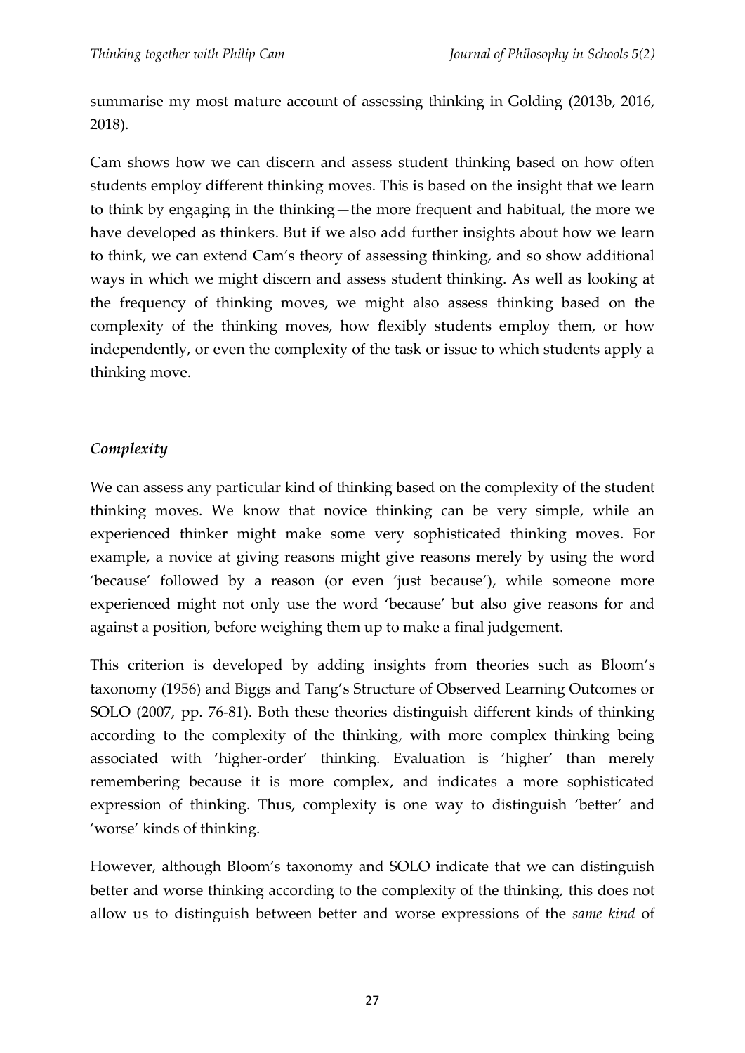summarise my most mature account of assessing thinking in Golding (2013b, 2016, 2018).

Cam shows how we can discern and assess student thinking based on how often students employ different thinking moves. This is based on the insight that we learn to think by engaging in the thinking—the more frequent and habitual, the more we have developed as thinkers. But if we also add further insights about how we learn to think, we can extend Cam's theory of assessing thinking, and so show additional ways in which we might discern and assess student thinking. As well as looking at the frequency of thinking moves, we might also assess thinking based on the complexity of the thinking moves, how flexibly students employ them, or how independently, or even the complexity of the task or issue to which students apply a thinking move.

### *Complexity*

We can assess any particular kind of thinking based on the complexity of the student thinking moves. We know that novice thinking can be very simple, while an experienced thinker might make some very sophisticated thinking moves. For example, a novice at giving reasons might give reasons merely by using the word 'because' followed by a reason (or even 'just because'), while someone more experienced might not only use the word 'because' but also give reasons for and against a position, before weighing them up to make a final judgement.

This criterion is developed by adding insights from theories such as Bloom's taxonomy (1956) and Biggs and Tang's Structure of Observed Learning Outcomes or SOLO (2007, pp. 76-81). Both these theories distinguish different kinds of thinking according to the complexity of the thinking, with more complex thinking being associated with 'higher-order' thinking. Evaluation is 'higher' than merely remembering because it is more complex, and indicates a more sophisticated expression of thinking. Thus, complexity is one way to distinguish 'better' and 'worse' kinds of thinking.

However, although Bloom's taxonomy and SOLO indicate that we can distinguish better and worse thinking according to the complexity of the thinking, this does not allow us to distinguish between better and worse expressions of the *same kind* of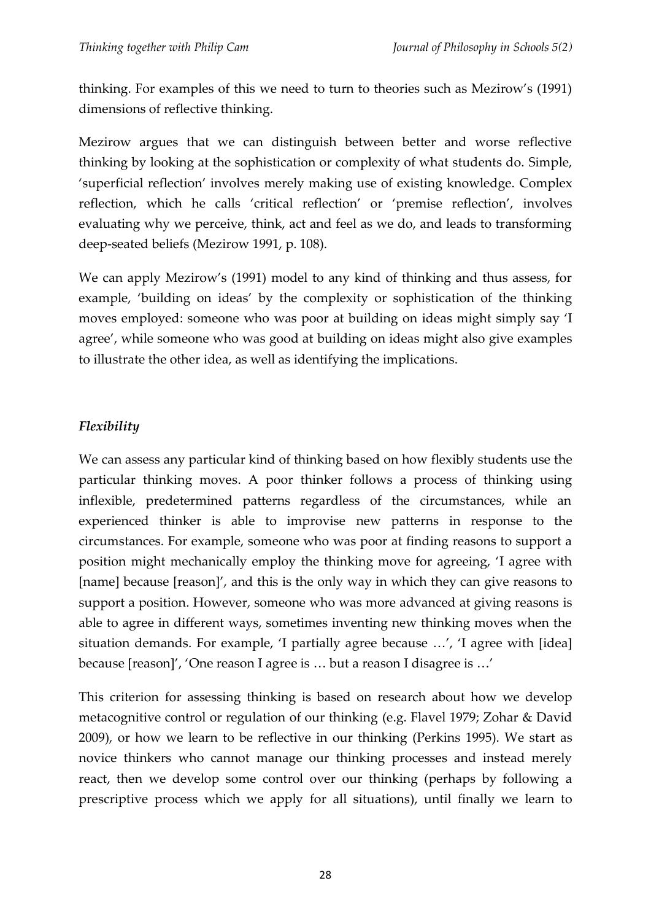thinking. For examples of this we need to turn to theories such as Mezirow's (1991) dimensions of reflective thinking.

Mezirow argues that we can distinguish between better and worse reflective thinking by looking at the sophistication or complexity of what students do. Simple, 'superficial reflection' involves merely making use of existing knowledge. Complex reflection, which he calls 'critical reflection' or 'premise reflection', involves evaluating why we perceive, think, act and feel as we do, and leads to transforming deep-seated beliefs (Mezirow 1991, p. 108).

We can apply Mezirow's (1991) model to any kind of thinking and thus assess, for example, 'building on ideas' by the complexity or sophistication of the thinking moves employed: someone who was poor at building on ideas might simply say 'I agree', while someone who was good at building on ideas might also give examples to illustrate the other idea, as well as identifying the implications.

### *Flexibility*

We can assess any particular kind of thinking based on how flexibly students use the particular thinking moves. A poor thinker follows a process of thinking using inflexible, predetermined patterns regardless of the circumstances, while an experienced thinker is able to improvise new patterns in response to the circumstances. For example, someone who was poor at finding reasons to support a position might mechanically employ the thinking move for agreeing, 'I agree with [name] because [reason]', and this is the only way in which they can give reasons to support a position. However, someone who was more advanced at giving reasons is able to agree in different ways, sometimes inventing new thinking moves when the situation demands. For example, 'I partially agree because …', 'I agree with [idea] because [reason]', 'One reason I agree is … but a reason I disagree is …'

This criterion for assessing thinking is based on research about how we develop metacognitive control or regulation of our thinking (e.g. Flavel 1979; Zohar & David 2009), or how we learn to be reflective in our thinking (Perkins 1995). We start as novice thinkers who cannot manage our thinking processes and instead merely react, then we develop some control over our thinking (perhaps by following a prescriptive process which we apply for all situations), until finally we learn to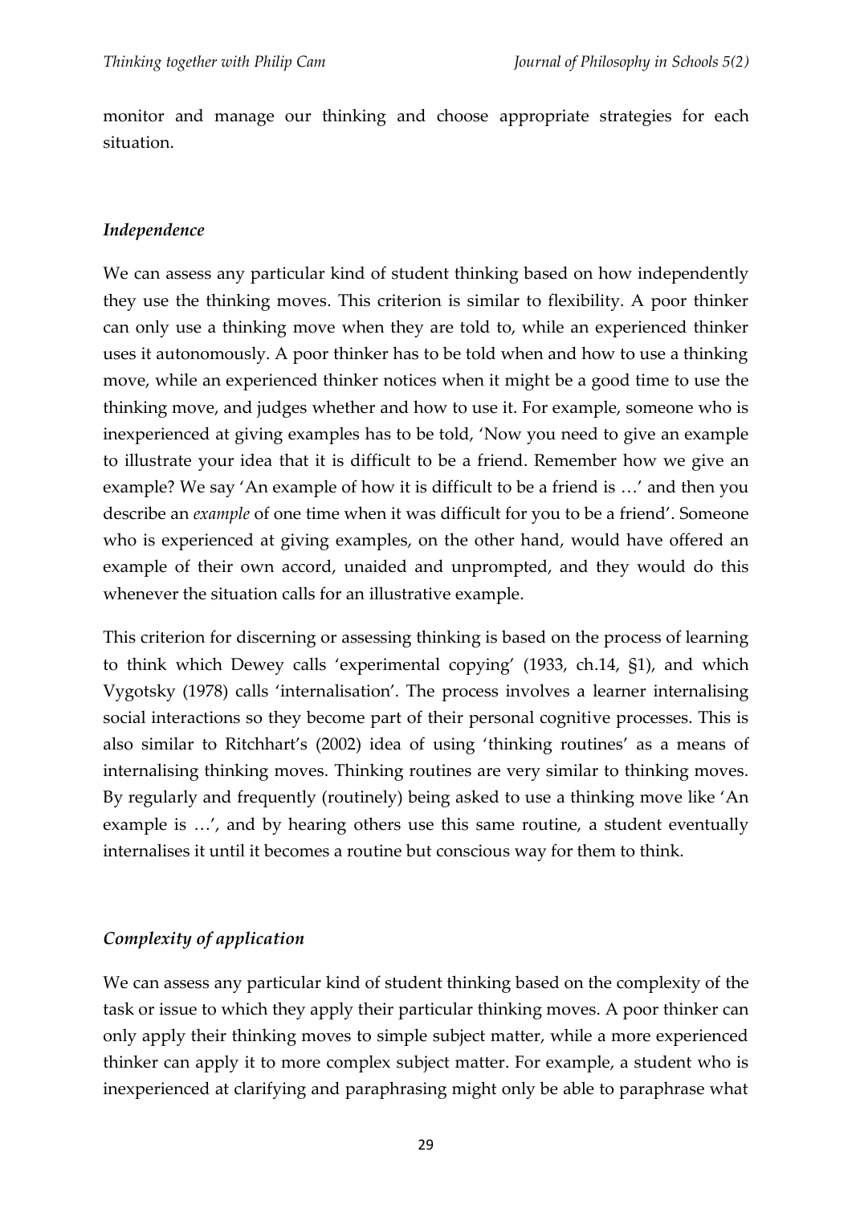monitor and manage our thinking and choose appropriate strategies for each situation.

### *Independence*

We can assess any particular kind of student thinking based on how independently they use the thinking moves. This criterion is similar to flexibility. A poor thinker can only use a thinking move when they are told to, while an experienced thinker uses it autonomously. A poor thinker has to be told when and how to use a thinking move, while an experienced thinker notices when it might be a good time to use the thinking move, and judges whether and how to use it. For example, someone who is inexperienced at giving examples has to be told, 'Now you need to give an example to illustrate your idea that it is difficult to be a friend. Remember how we give an example? We say 'An example of how it is difficult to be a friend is …' and then you describe an *example* of one time when it was difficult for you to be a friend'. Someone who is experienced at giving examples, on the other hand, would have offered an example of their own accord, unaided and unprompted, and they would do this whenever the situation calls for an illustrative example.

This criterion for discerning or assessing thinking is based on the process of learning to think which Dewey calls 'experimental copying' (1933, ch.14, §1), and which Vygotsky (1978) calls 'internalisation'. The process involves a learner internalising social interactions so they become part of their personal cognitive processes. This is also similar to Ritchhart's (2002) idea of using 'thinking routines' as a means of internalising thinking moves. Thinking routines are very similar to thinking moves. By regularly and frequently (routinely) being asked to use a thinking move like 'An example is …', and by hearing others use this same routine, a student eventually internalises it until it becomes a routine but conscious way for them to think.

### *Complexity of application*

We can assess any particular kind of student thinking based on the complexity of the task or issue to which they apply their particular thinking moves. A poor thinker can only apply their thinking moves to simple subject matter, while a more experienced thinker can apply it to more complex subject matter. For example, a student who is inexperienced at clarifying and paraphrasing might only be able to paraphrase what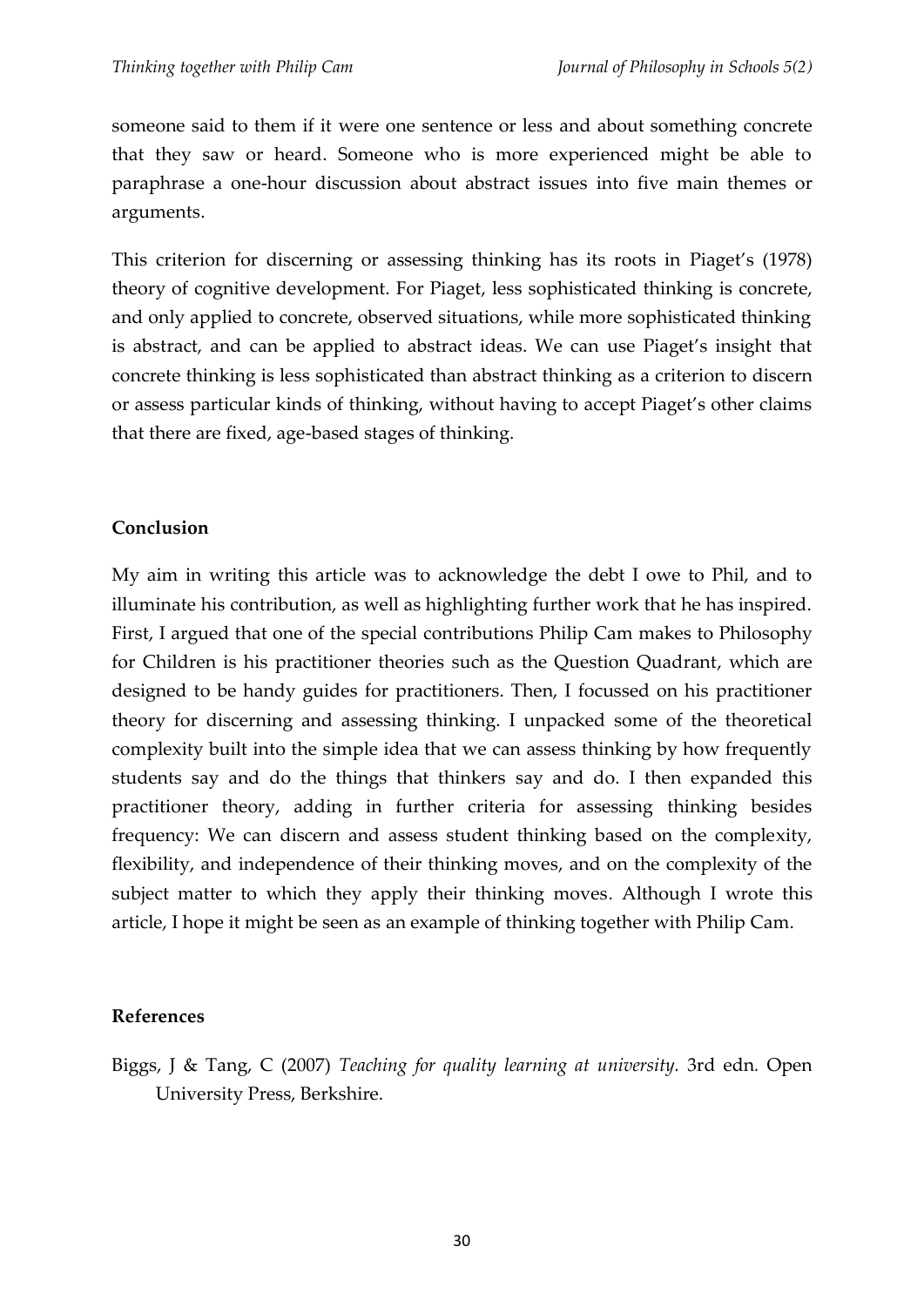someone said to them if it were one sentence or less and about something concrete that they saw or heard. Someone who is more experienced might be able to paraphrase a one-hour discussion about abstract issues into five main themes or arguments.

This criterion for discerning or assessing thinking has its roots in Piaget's (1978) theory of cognitive development. For Piaget, less sophisticated thinking is concrete, and only applied to concrete, observed situations, while more sophisticated thinking is abstract, and can be applied to abstract ideas. We can use Piaget's insight that concrete thinking is less sophisticated than abstract thinking as a criterion to discern or assess particular kinds of thinking, without having to accept Piaget's other claims that there are fixed, age-based stages of thinking.

## Conclusion

My aim in writing this article was to acknowledge the debt I owe to Phil, and to illuminate his contribution, as well as highlighting further work that he has inspired. First, I argued that one of the special contributions Philip Cam makes to Philosophy for Children is his practitioner theories such as the Question Quadrant, which are designed to be handy guides for practitioners. Then, I focussed on his practitioner theory for discerning and assessing thinking. I unpacked some of the theoretical complexity built into the simple idea that we can assess thinking by how frequently students say and do the things that thinkers say and do. I then expanded this practitioner theory, adding in further criteria for assessing thinking besides frequency: We can discern and assess student thinking based on the complexity, flexibility, and independence of their thinking moves, and on the complexity of the subject matter to which they apply their thinking moves. Although I wrote this article, I hope it might be seen as an example of thinking together with Philip Cam.

## References

Biggs, J & Tang, C (2007) *Teaching for quality learning at university.* 3rd edn. Open University Press, Berkshire.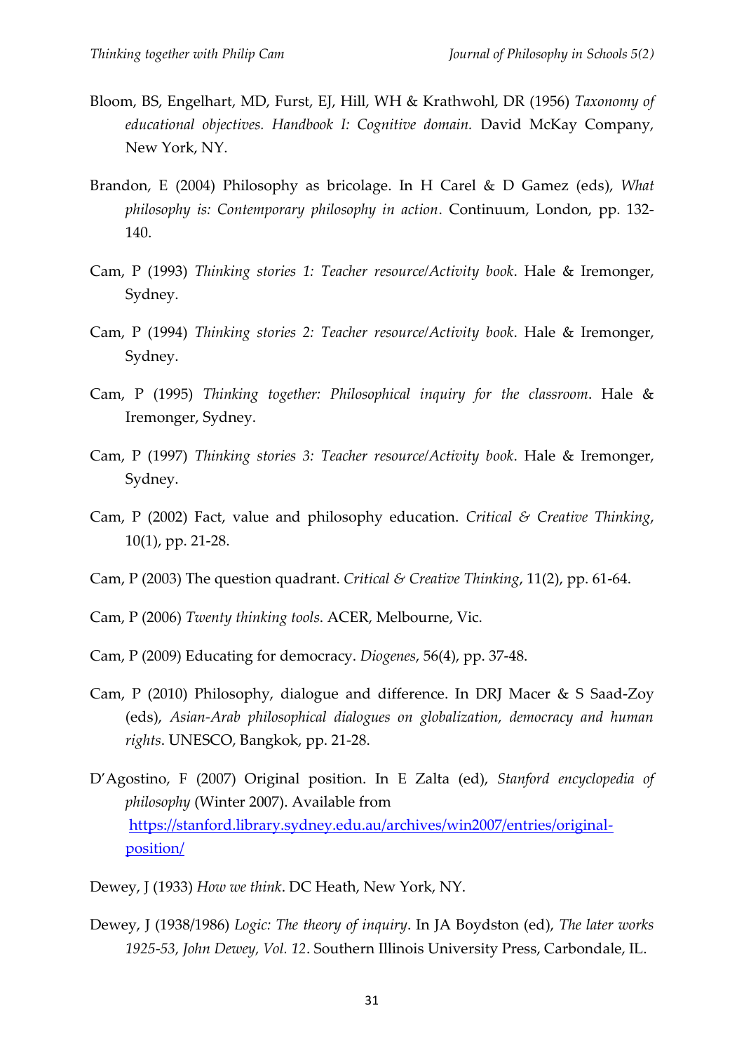Bloom, BS, Engelhart, MD, Furst, EJ, Hill, WH & Krathwohl, DR (1956) *Taxonomy of educational objectives. Handbook I: Cognitive domain.* David McKay Company, New York, NY.

Brandon, E (2004) Philosophy as bricolage. In H Carel & D Gamez (eds), *What philosophy is: Contemporary philosophy in action*. Continuum, London, pp. 132-140.

Cam, P (1993) *Thinking stories 1: Teacher resource/Activity book*. Hale & Iremonger, Sydney.

Cam, P (1994) *Thinking stories 2: Teacher resource/Activity book*. Hale & Iremonger, Sydney.

Cam, P (1995) *Thinking together: Philosophical inquiry for the classroom*. Hale & Iremonger, Sydney.

Cam, P (1997) *Thinking stories 3: Teacher resource/Activity book*. Hale & Iremonger, Sydney.

Cam, P (2002) Fact, value and philosophy education. *Critical & Creative Thinking*, 10(1), pp. 21-28.

Cam, P (2003) The question quadrant. *Critical & Creative Thinking*, 11(2), pp. 61-64.

Cam, P (2006) *Twenty thinking tools*. ACER, Melbourne, Vic.

Cam, P (2009) Educating for democracy. *Diogenes*, 56(4), pp. 37-48.

Cam, P (2010) Philosophy, dialogue and difference. In DRJ Macer & S Saad-Zoy (eds), *Asian-Arab philosophical dialogues on globalization, democracy and human rights*. UNESCO, Bangkok, pp. 21-28.

D'Agostino, F (2007) Original position. In E Zalta (ed), *Stanford encyclopedia of philosophy* (Winter 2007). Available from https://stanford.library.sydney.edu.au/archives/win2007/entries/original-position/

Dewey, J (1933) *How we think*. DC Heath, New York, NY.

Dewey, J (1938/1986) *Logic: The theory of inquiry*. In JA Boydston (ed), *The later works 1925-53, John Dewey, Vol. 12*. Southern Illinois University Press, Carbondale, IL.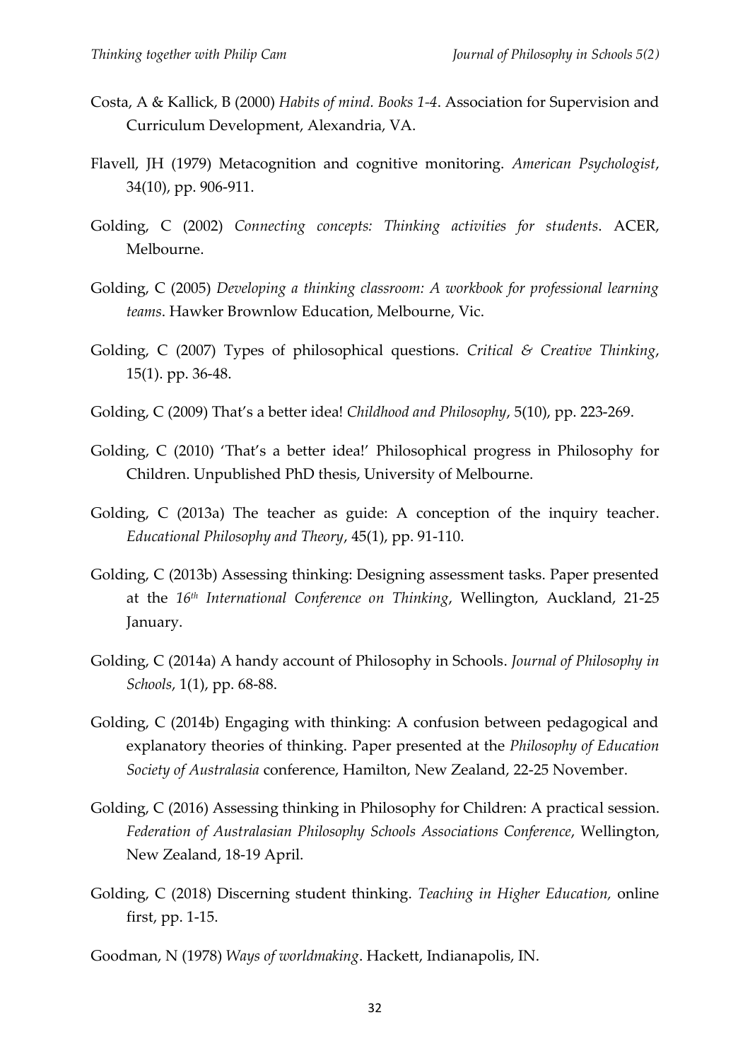Costa, A & Kallick, B (2000) *Habits of mind. Books 1-4*. Association for Supervision and Curriculum Development, Alexandria, VA.

Flavell, JH (1979) Metacognition and cognitive monitoring. *American Psychologist*, 34(10), pp. 906-911.

Golding, C (2002) *Connecting concepts: Thinking activities for students*. ACER, Melbourne.

Golding, C (2005) *Developing a thinking classroom: A workbook for professional learning teams*. Hawker Brownlow Education, Melbourne, Vic.

Golding, C (2007) Types of philosophical questions. *Critical & Creative Thinking*, 15(1). pp. 36-48.

Golding, C (2009) That's a better idea! *Childhood and Philosophy*, 5(10), pp. 223-269.

Golding, C (2010) 'That's a better idea!' Philosophical progress in Philosophy for Children. Unpublished PhD thesis, University of Melbourne.

Golding, C (2013a) The teacher as guide: A conception of the inquiry teacher. *Educational Philosophy and Theory*, 45(1), pp. 91-110.

Golding, C (2013b) Assessing thinking: Designing assessment tasks. Paper presented at the *16th International Conference on Thinking*, Wellington, Auckland, 21-25 January.

Golding, C (2014a) A handy account of Philosophy in Schools. *Journal of Philosophy in Schools*, 1(1), pp. 68-88.

Golding, C (2014b) Engaging with thinking: A confusion between pedagogical and explanatory theories of thinking. Paper presented at the *Philosophy of Education Society of Australasia* conference, Hamilton, New Zealand, 22-25 November.

Golding, C (2016) Assessing thinking in Philosophy for Children: A practical session. *Federation of Australasian Philosophy Schools Associations Conference*, Wellington, New Zealand, 18-19 April.

Golding, C (2018) Discerning student thinking. *Teaching in Higher Education,* online first, pp. 1-15.

Goodman, N (1978) *Ways of worldmaking*. Hackett, Indianapolis, IN.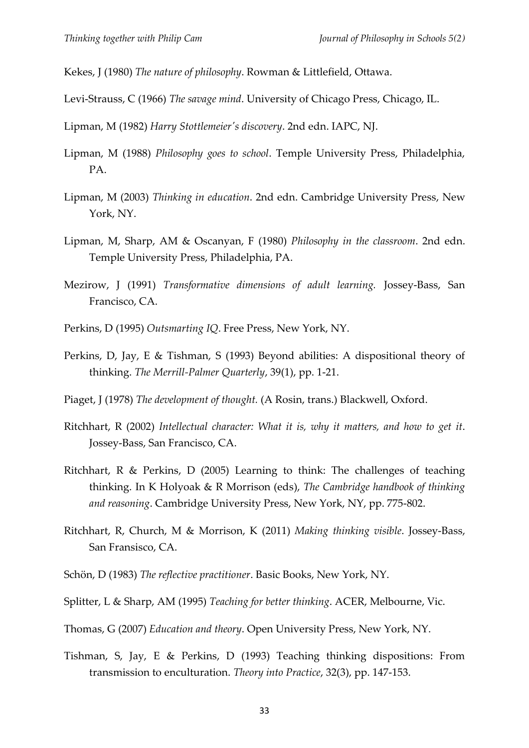Kekes, J (1980) *The nature of philosophy*. Rowman & Littlefield, Ottawa.

Levi-Strauss, C (1966) *The savage mind*. University of Chicago Press, Chicago, IL.

Lipman, M (1982) *Harry Stottlemeier's discovery*. 2nd edn. IAPC, NJ.

Lipman, M (1988) *Philosophy goes to school*. Temple University Press, Philadelphia, PA.

Lipman, M (2003) *Thinking in education*. 2nd edn. Cambridge University Press, New York, NY.

Lipman, M, Sharp, AM & Oscanyan, F (1980) *Philosophy in the classroom*. 2nd edn. Temple University Press, Philadelphia, PA.

Mezirow, J (1991) *Transformative dimensions of adult learning.* Jossey-Bass, San Francisco, CA.

Perkins, D (1995) *Outsmarting IQ*. Free Press, New York, NY.

Perkins, D, Jay, E & Tishman, S (1993) Beyond abilities: A dispositional theory of thinking. *The Merrill-Palmer Quarterly*, 39(1), pp. 1-21.

Piaget, J (1978) *The development of thought.* (A Rosin, trans.) Blackwell, Oxford.

Ritchhart, R (2002) *Intellectual character: What it is, why it matters, and how to get it*. Jossey-Bass, San Francisco, CA.

Ritchhart, R & Perkins, D (2005) Learning to think: The challenges of teaching thinking. In K Holyoak & R Morrison (eds), *The Cambridge handbook of thinking and reasoning*. Cambridge University Press, New York, NY, pp. 775-802.

Ritchhart, R, Church, M & Morrison, K (2011) *Making thinking visible*. Jossey-Bass, San Fransisco, CA.

Schön, D (1983) *The reflective practitioner*. Basic Books, New York, NY.

Splitter, L & Sharp, AM (1995) *Teaching for better thinking*. ACER, Melbourne, Vic.

Thomas, G (2007) *Education and theory*. Open University Press, New York, NY.

Tishman, S, Jay, E & Perkins, D (1993) Teaching thinking dispositions: From transmission to enculturation. *Theory into Practice*, 32(3), pp. 147-153.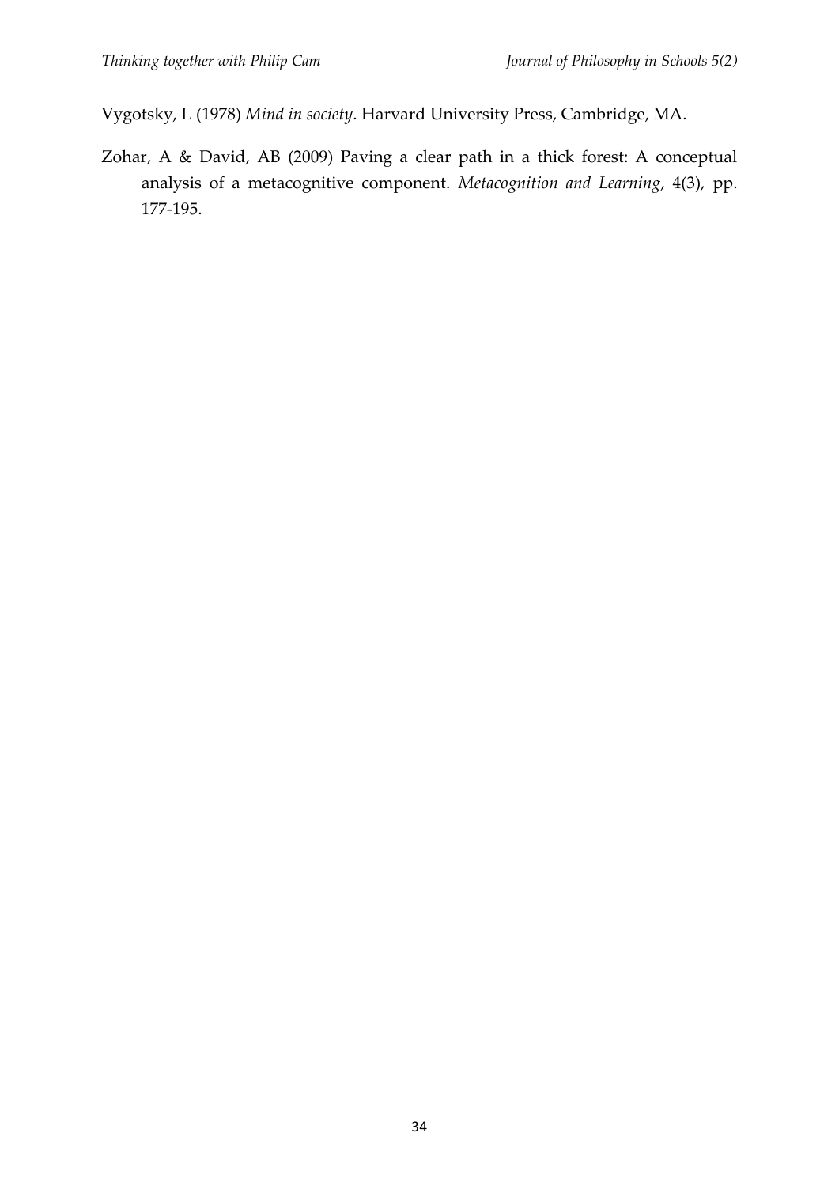Vygotsky, L (1978) *Mind in society*. Harvard University Press, Cambridge, MA.

Zohar, A & David, AB (2009) Paving a clear path in a thick forest: A conceptual analysis of a metacognitive component. *Metacognition and Learning*, 4(3), pp. 177-195.